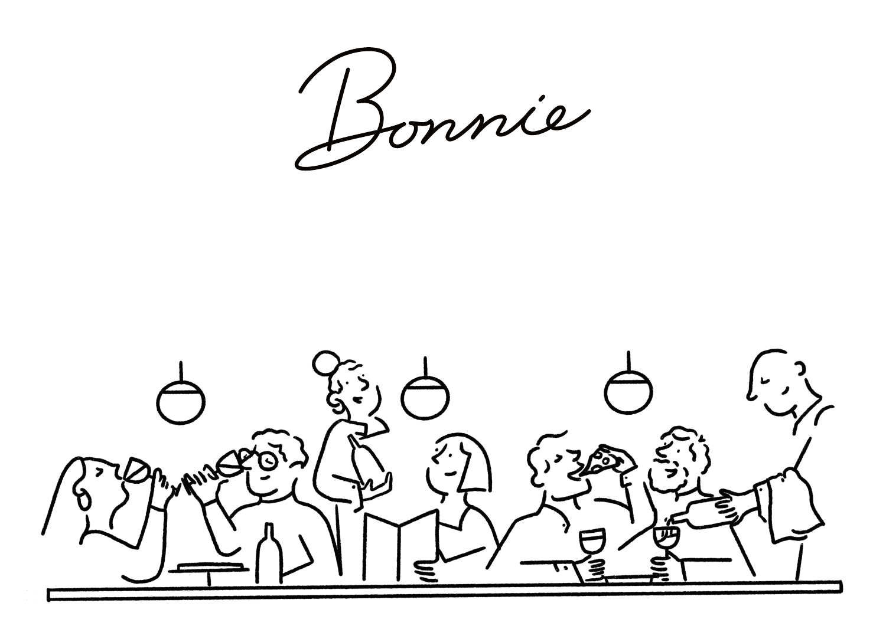# Bonnie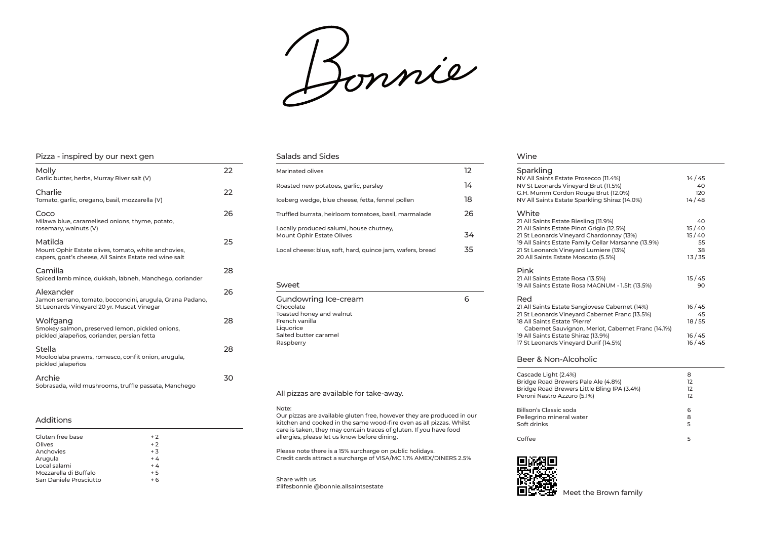# Bonnie

## Pizza - inspired by our next gen

| | |
|---|---|
| **Molly**<br>Garlic butter, herbs, Murray River salt (V) | 22 |
| **Charlie**<br>Tomato, garlic, oregano, basil, mozzarella (V) | 22 |
| **Coco**<br>Milawa blue, caramelised onions, thyme, potato, rosemary, walnuts (V) | 26 |
| **Matilda**<br>Mount Ophir Estate olives, tomato, white anchovies, capers, goat's cheese, All Saints Estate red wine salt | 25 |
| **Camilla**<br>Spiced lamb mince, dukkah, labneh, Manchego, coriander | 28 |
| **Alexander**<br>Jamon serrano, tomato, bocconcini, arugula, Grana Padano, St Leonards Vineyard 20 yr. Muscat Vinegar | 26 |
| **Wolfgang**<br>Smokey salmon, preserved lemon, pickled onions, pickled jalapeños, coriander, persian fetta | 28 |
| **Stella**<br>Mooloolaba prawns, romesco, confit onion, arugula, pickled jalapeños | 28 |
| **Archie**<br>Sobrasada, wild mushrooms, truffle passata, Manchego | 30 |

## Additions

| | |
|---|---|
| Gluten free base | + 2 |
| Olives | + 2 |
| Anchovies | + 3 |
| Arugula | + 4 |
| Local salami | + 4 |
| Mozzarella di Buffalo | + 5 |
| San Daniele Prosciutto | + 6 |

## Salads and Sides

| | |
|---|---|
| Marinated olives | 12 |
| Roasted new potatoes, garlic, parsley | 14 |
| Iceberg wedge, blue cheese, fetta, fennel pollen | 18 |
| Truffled burrata, heirloom tomatoes, basil, marmalade | 26 |
| Locally produced salumi, house chutney, Mount Ophir Estate Olives | 34 |
| Local cheese: blue, soft, hard, quince jam, wafers, bread | 35 |

## Sweet

| | |
|---|---|
| **Gundowring Ice-cream**<br>Chocolate<br>Toasted honey and walnut<br>French vanilla<br>Liquorice<br>Salted butter caramel<br>Raspberry | 6 |

All pizzas are available for take-away.

Note:
Our pizzas are available gluten free, however they are produced in our kitchen and cooked in the same wood-fire oven as all pizzas. Whilst care is taken, they may contain traces of gluten. If you have food allergies, please let us know before dining.

Please note there is a 15% surcharge on public holidays.
Credit cards attract a surcharge of VISA/MC 1.1% AMEX/DINERS 2.5%

Share with us
#lifesbonnie @bonnie.allsaintsestate

## Wine

### Sparkling

| | |
|---|---|
| NV All Saints Estate Prosecco (11.4%) | 14 / 45 |
| NV St Leonards Vineyard Brut (11.5%) | 40 |
| G.H. Mumm Cordon Rouge Brut (12.0%) | 120 |
| NV All Saints Estate Sparkling Shiraz (14.0%) | 14 / 48 |

### White

| | |
|---|---|
| 21 All Saints Estate Riesling (11.9%) | 40 |
| 21 All Saints Estate Pinot Grigio (12.5%) | 15 / 40 |
| 21 St Leonards Vineyard Chardonnay (13%) | 15 / 40 |
| 19 All Saints Estate Family Cellar Marsanne (13.9%) | 55 |
| 21 St Leonards Vineyard Lumiere (13%) | 38 |
| 20 All Saints Estate Moscato (5.5%) | 13 / 35 |

### Pink

| | |
|---|---|
| 21 All Saints Estate Rosa (13.5%) | 15 / 45 |
| 19 All Saints Estate Rosa MAGNUM - 1.5lt (13.5%) | 90 |

### Red

| | |
|---|---|
| 21 All Saints Estate Sangiovese Cabernet (14%) | 16 / 45 |
| 21 St Leonards Vineyard Cabernet Franc (13.5%) | 45 |
| 18 All Saints Estate 'Pierre'<br>Cabernet Sauvignon, Merlot, Cabernet Franc (14.1%) | 18 / 55 |
| 19 All Saints Estate Shiraz (13.9%) | 16 / 45 |
| 17 St Leonards Vineyard Durif (14.5%) | 16 / 45 |

## Beer & Non-Alcoholic

| | |
|---|---|
| Cascade Light (2.4%) | 8 |
| Bridge Road Brewers Pale Ale (4.8%) | 12 |
| Bridge Road Brewers Little Bling IPA (3.4%) | 12 |
| Peroni Nastro Azzuro (5.1%) | 12 |
| Billson's Classic soda | 6 |
| Pellegrino mineral water | 8 |
| Soft drinks | 5 |
| Coffee | 5 |

Meet the Brown family